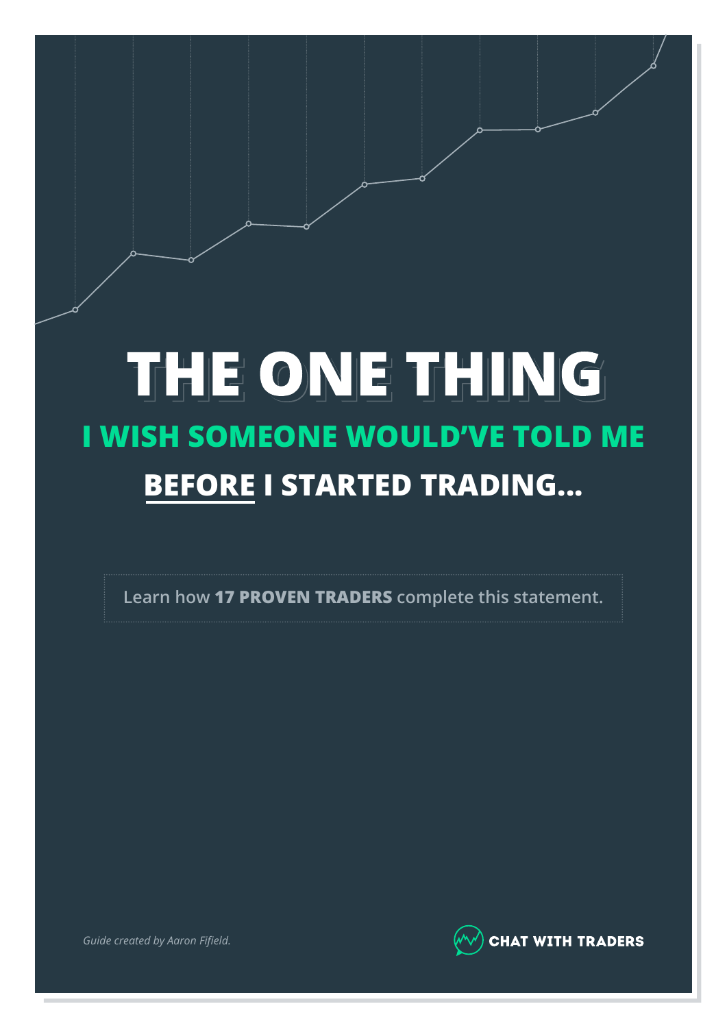# THE ONE THING

## I WISH SOMEONE WOULD'VE TOLD ME

## BEFORE I STARTED TRADING...

Learn how **17 PROVEN TRADERS** complete this statement.

*Guide created by Aaron Fifield.*

CHAT WITH TRADERS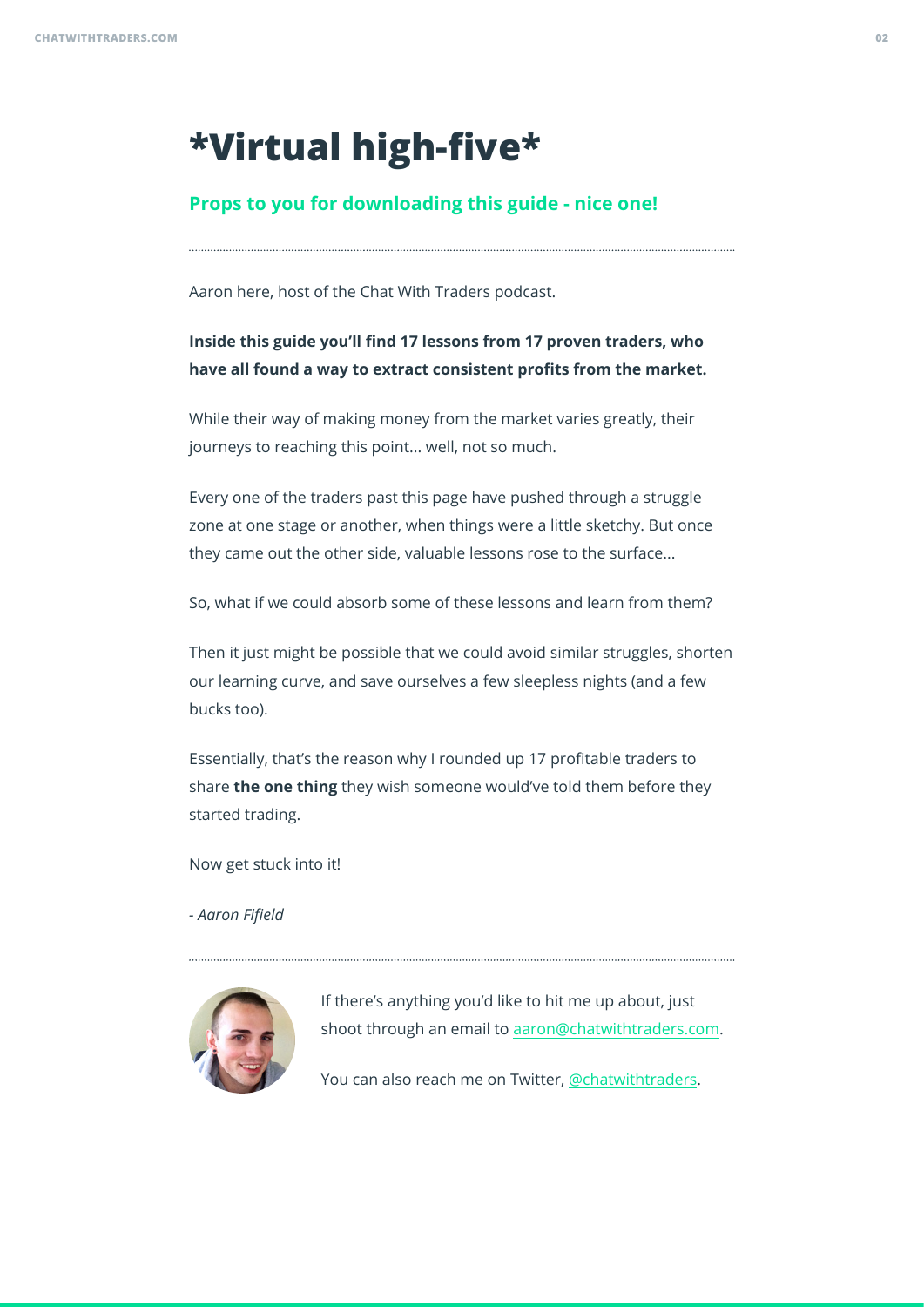# *Virtual high-five*

## Props to you for downloading this guide - nice one!

---

Aaron here, host of the Chat With Traders podcast.

**Inside this guide you'll find 17 lessons from 17 proven traders, who have all found a way to extract consistent profits from the market.**

While their way of making money from the market varies greatly, their journeys to reaching this point… well, not so much.

Every one of the traders past this page have pushed through a struggle zone at one stage or another, when things were a little sketchy. But once they came out the other side, valuable lessons rose to the surface…

So, what if we could absorb some of these lessons and learn from them?

Then it just might be possible that we could avoid similar struggles, shorten our learning curve, and save ourselves a few sleepless nights (and a few bucks too).

Essentially, that's the reason why I rounded up 17 profitable traders to share **the one thing** they wish someone would've told them before they started trading.

Now get stuck into it!

*- Aaron Fifield*

---

If there's anything you'd like to hit me up about, just shoot through an email to [aaron@chatwithtraders.com](mailto:aaron@chatwithtraders.com).

You can also reach me on Twitter, [@chatwithtraders](https://twitter.com/chatwithtraders).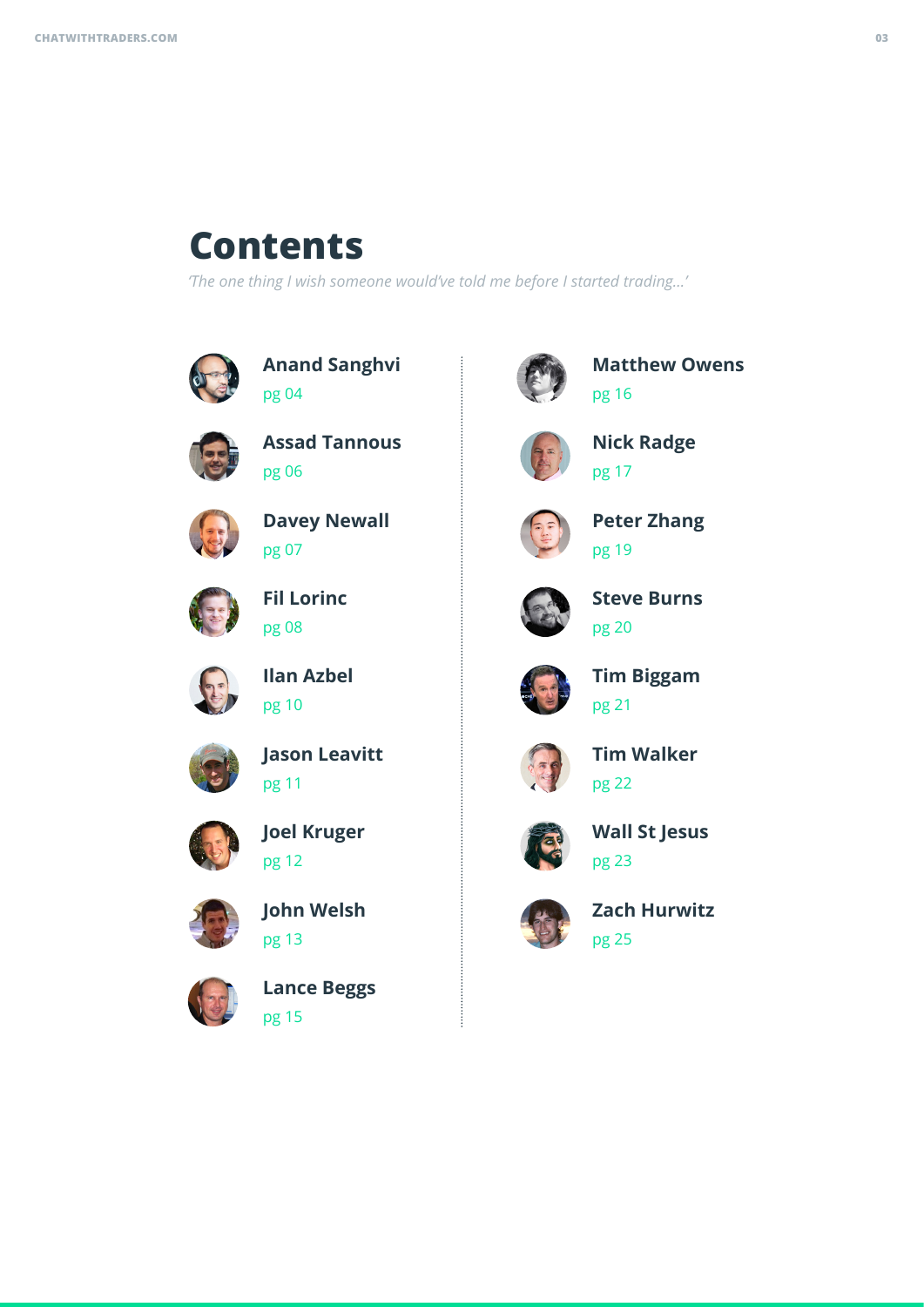# Contents

*'The one thing I wish someone would've told me before I started trading...'*

- **Anand Sanghvi** pg 04
- **Assad Tannous** pg 06
- **Davey Newall** pg 07
- **Fil Lorinc** pg 08
- **Ilan Azbel** pg 10
- **Jason Leavitt** pg 11
- **Joel Kruger** pg 12
- **John Welsh** pg 13
- **Lance Beggs** pg 15
- **Matthew Owens** pg 16
- **Nick Radge** pg 17
- **Peter Zhang** pg 19
- **Steve Burns** pg 20
- **Tim Biggam** pg 21
- **Tim Walker** pg 22
- **Wall St Jesus** pg 23
- **Zach Hurwitz** pg 25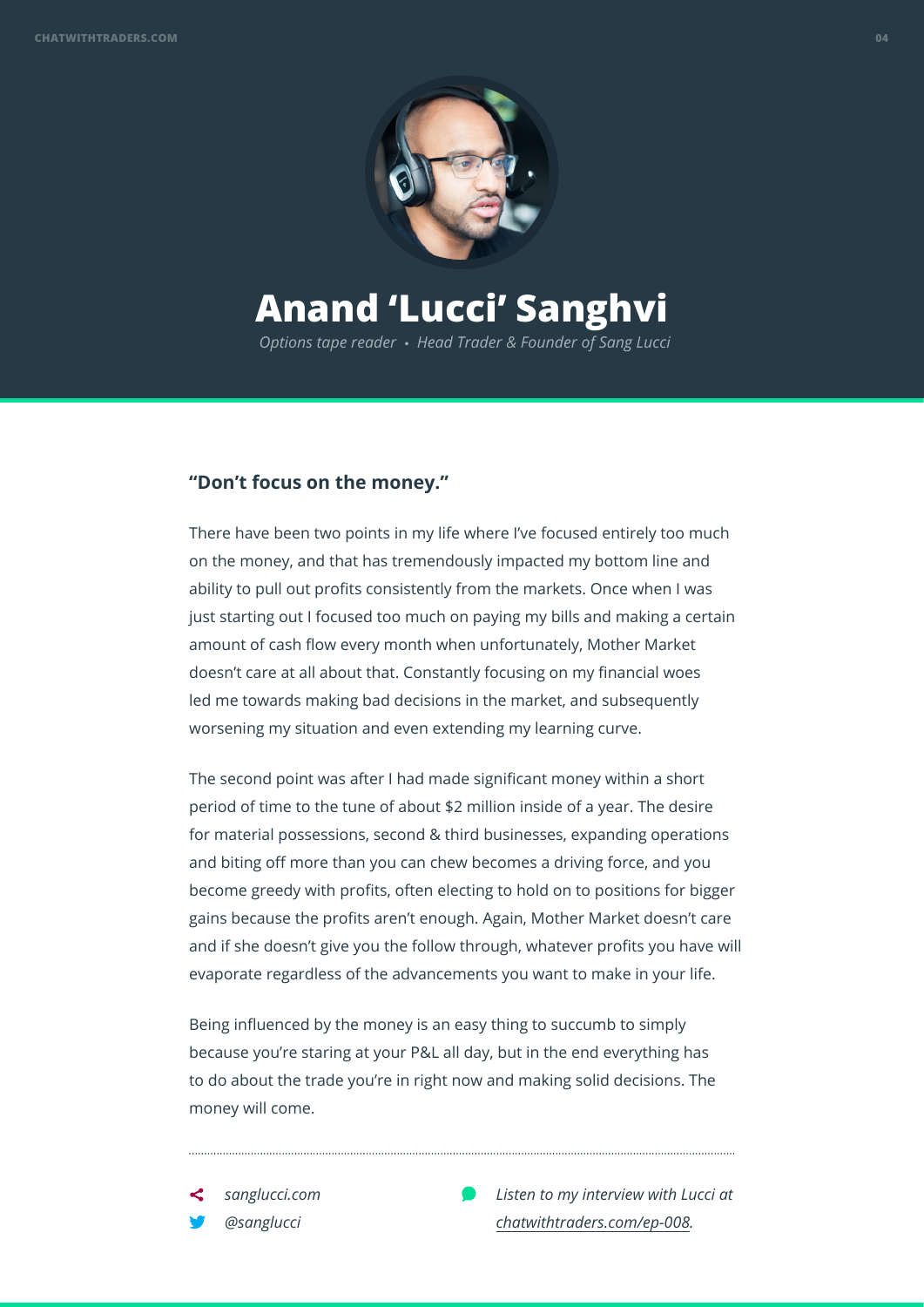# Anand 'Lucci' Sanghvi

*Options tape reader • Head Trader & Founder of Sang Lucci*

### "Don't focus on the money."

There have been two points in my life where I've focused entirely too much on the money, and that has tremendously impacted my bottom line and ability to pull out profits consistently from the markets. Once when I was just starting out I focused too much on paying my bills and making a certain amount of cash flow every month when unfortunately, Mother Market doesn't care at all about that. Constantly focusing on my financial woes led me towards making bad decisions in the market, and subsequently worsening my situation and even extending my learning curve.

The second point was after I had made significant money within a short period of time to the tune of about $2 million inside of a year. The desire for material possessions, second & third businesses, expanding operations and biting off more than you can chew becomes a driving force, and you become greedy with profits, often electing to hold on to positions for bigger gains because the profits aren't enough. Again, Mother Market doesn't care and if she doesn't give you the follow through, whatever profits you have will evaporate regardless of the advancements you want to make in your life.

Being influenced by the money is an easy thing to succumb to simply because you're staring at your P&L all day, but in the end everything has to do about the trade you're in right now and making solid decisions. The money will come.

---

*sanglucci.com*

*@sanglucci*

*Listen to my interview with Lucci at chatwithtraders.com/ep-008.*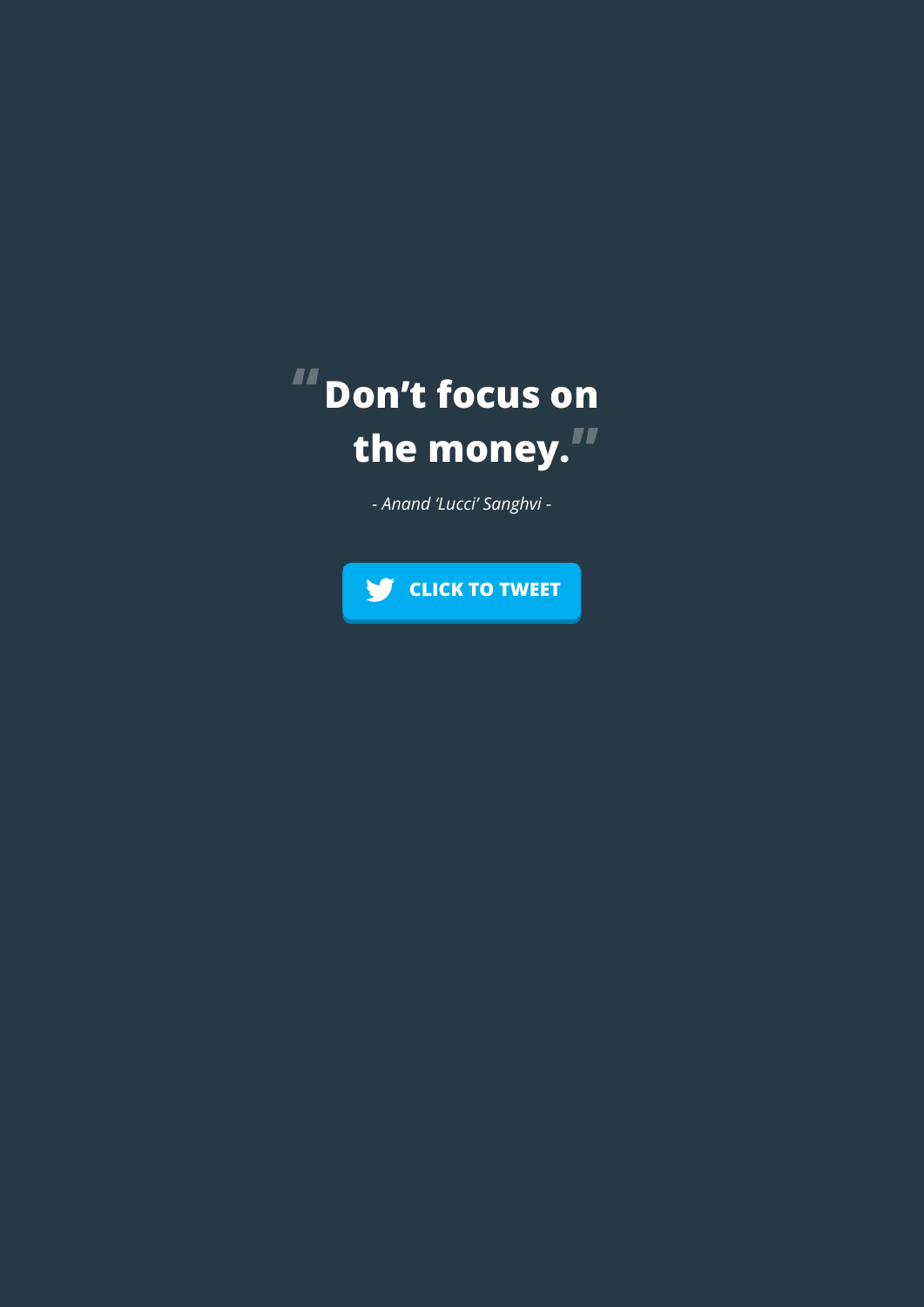**"Don't focus on the money."**

*- Anand 'Lucci' Sanghvi -*

CLICK TO TWEET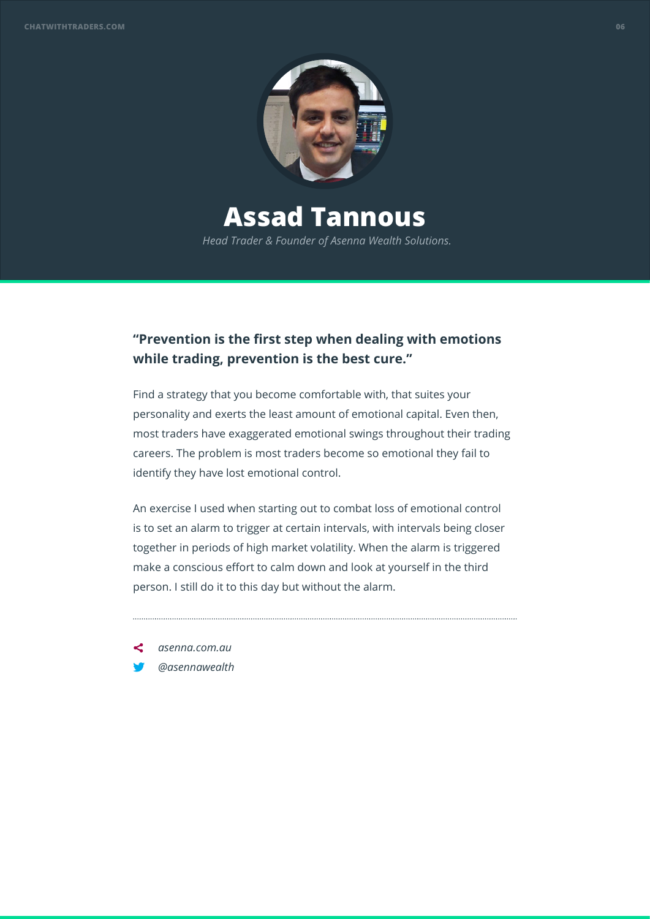# Assad Tannous

*Head Trader & Founder of Asenna Wealth Solutions.*

**"Prevention is the first step when dealing with emotions while trading, prevention is the best cure."**

Find a strategy that you become comfortable with, that suites your personality and exerts the least amount of emotional capital. Even then, most traders have exaggerated emotional swings throughout their trading careers. The problem is most traders become so emotional they fail to identify they have lost emotional control.

An exercise I used when starting out to combat loss of emotional control is to set an alarm to trigger at certain intervals, with intervals being closer together in periods of high market volatility. When the alarm is triggered make a conscious effort to calm down and look at yourself in the third person. I still do it to this day but without the alarm.

---

*asenna.com.au*

*@asennawealth*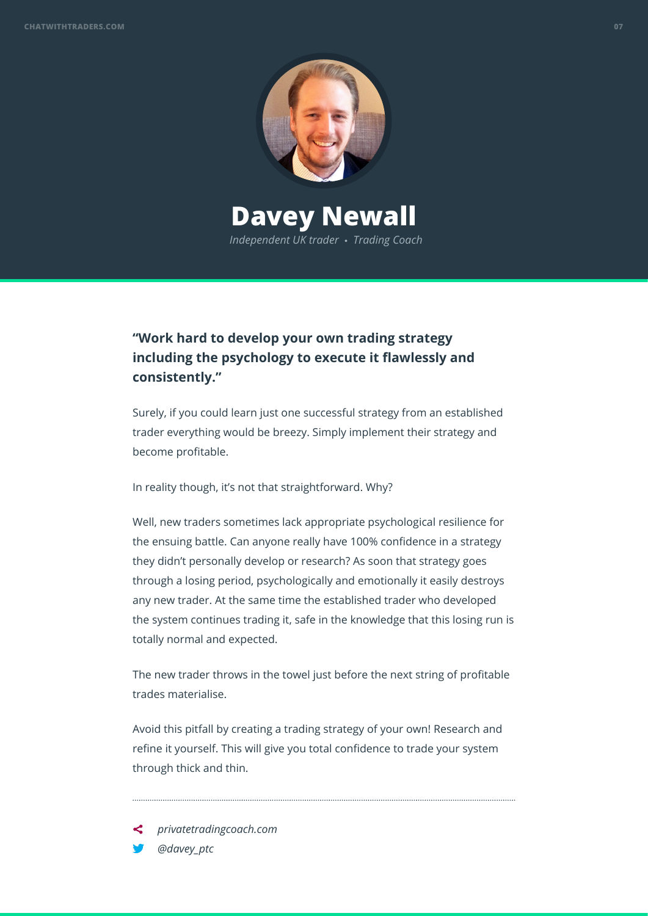# Davey Newall

*Independent UK trader • Trading Coach*

**"Work hard to develop your own trading strategy including the psychology to execute it flawlessly and consistently."**

Surely, if you could learn just one successful strategy from an established trader everything would be breezy. Simply implement their strategy and become profitable.

In reality though, it's not that straightforward. Why?

Well, new traders sometimes lack appropriate psychological resilience for the ensuing battle. Can anyone really have 100% confidence in a strategy they didn't personally develop or research? As soon that strategy goes through a losing period, psychologically and emotionally it easily destroys any new trader. At the same time the established trader who developed the system continues trading it, safe in the knowledge that this losing run is totally normal and expected.

The new trader throws in the towel just before the next string of profitable trades materialise.

Avoid this pitfall by creating a trading strategy of your own! Research and refine it yourself. This will give you total confidence to trade your system through thick and thin.

---

*privatetradingcoach.com*

*@davey_ptc*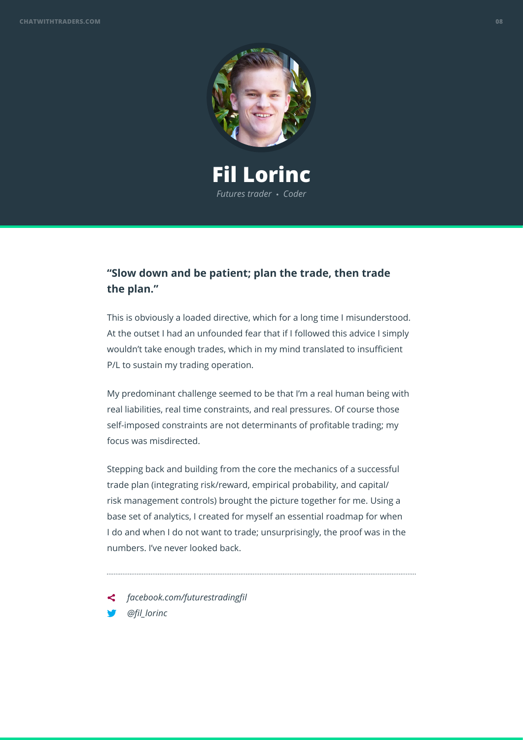# Fil Lorinc

*Futures trader • Coder*

**"Slow down and be patient; plan the trade, then trade the plan."**

This is obviously a loaded directive, which for a long time I misunderstood. At the outset I had an unfounded fear that if I followed this advice I simply wouldn't take enough trades, which in my mind translated to insufficient P/L to sustain my trading operation.

My predominant challenge seemed to be that I'm a real human being with real liabilities, real time constraints, and real pressures. Of course those self-imposed constraints are not determinants of profitable trading; my focus was misdirected.

Stepping back and building from the core the mechanics of a successful trade plan (integrating risk/reward, empirical probability, and capital/risk management controls) brought the picture together for me. Using a base set of analytics, I created for myself an essential roadmap for when I do and when I do not want to trade; unsurprisingly, the proof was in the numbers. I've never looked back.

---

*facebook.com/futurestradingfil*

*@fil_lorinc*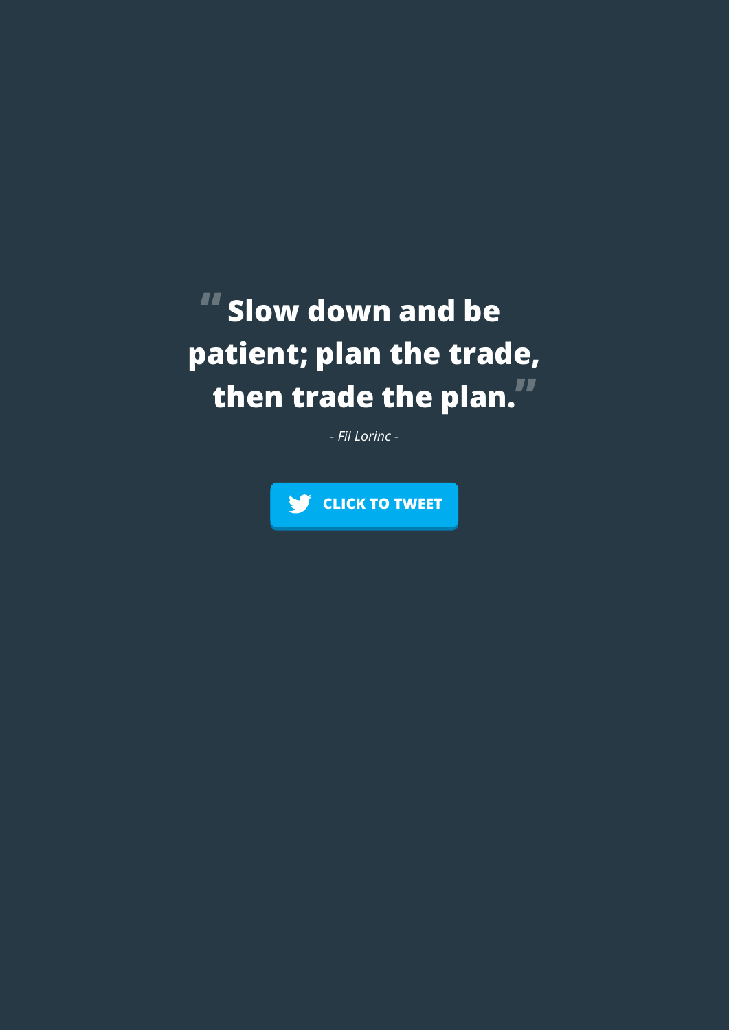> **“Slow down and be patient; plan the trade, then trade the plan.”**
>
> *- Fil Lorinc -*

CLICK TO TWEET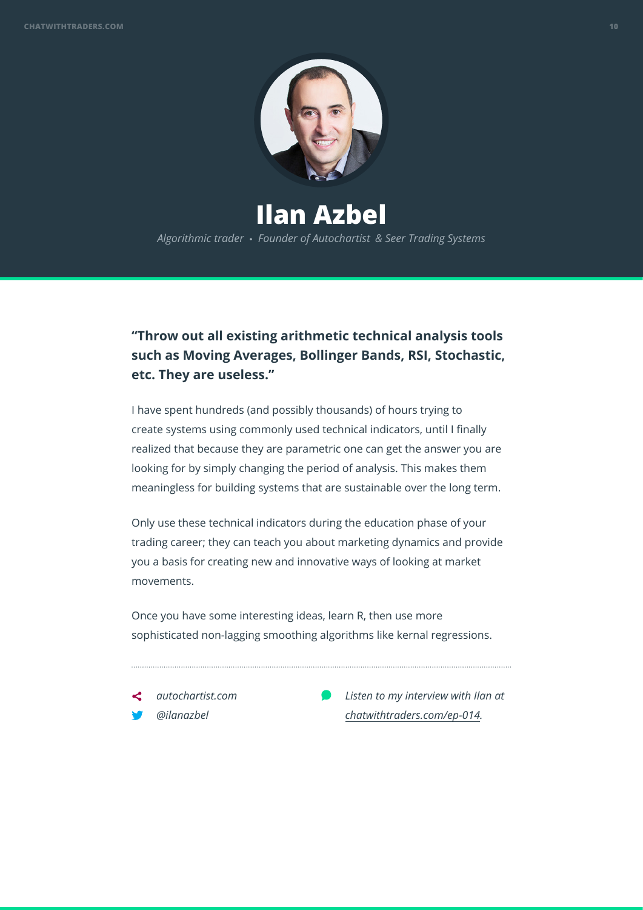# Ilan Azbel

*Algorithmic trader • Founder of Autochartist & Seer Trading Systems*

**"Throw out all existing arithmetic technical analysis tools such as Moving Averages, Bollinger Bands, RSI, Stochastic, etc. They are useless."**

I have spent hundreds (and possibly thousands) of hours trying to create systems using commonly used technical indicators, until I finally realized that because they are parametric one can get the answer you are looking for by simply changing the period of analysis. This makes them meaningless for building systems that are sustainable over the long term.

Only use these technical indicators during the education phase of your trading career; they can teach you about marketing dynamics and provide you a basis for creating new and innovative ways of looking at market movements.

Once you have some interesting ideas, learn R, then use more sophisticated non-lagging smoothing algorithms like kernal regressions.

---

*autochartist.com*

*@ilanazbel*

*Listen to my interview with Ilan at chatwithtraders.com/ep-014.*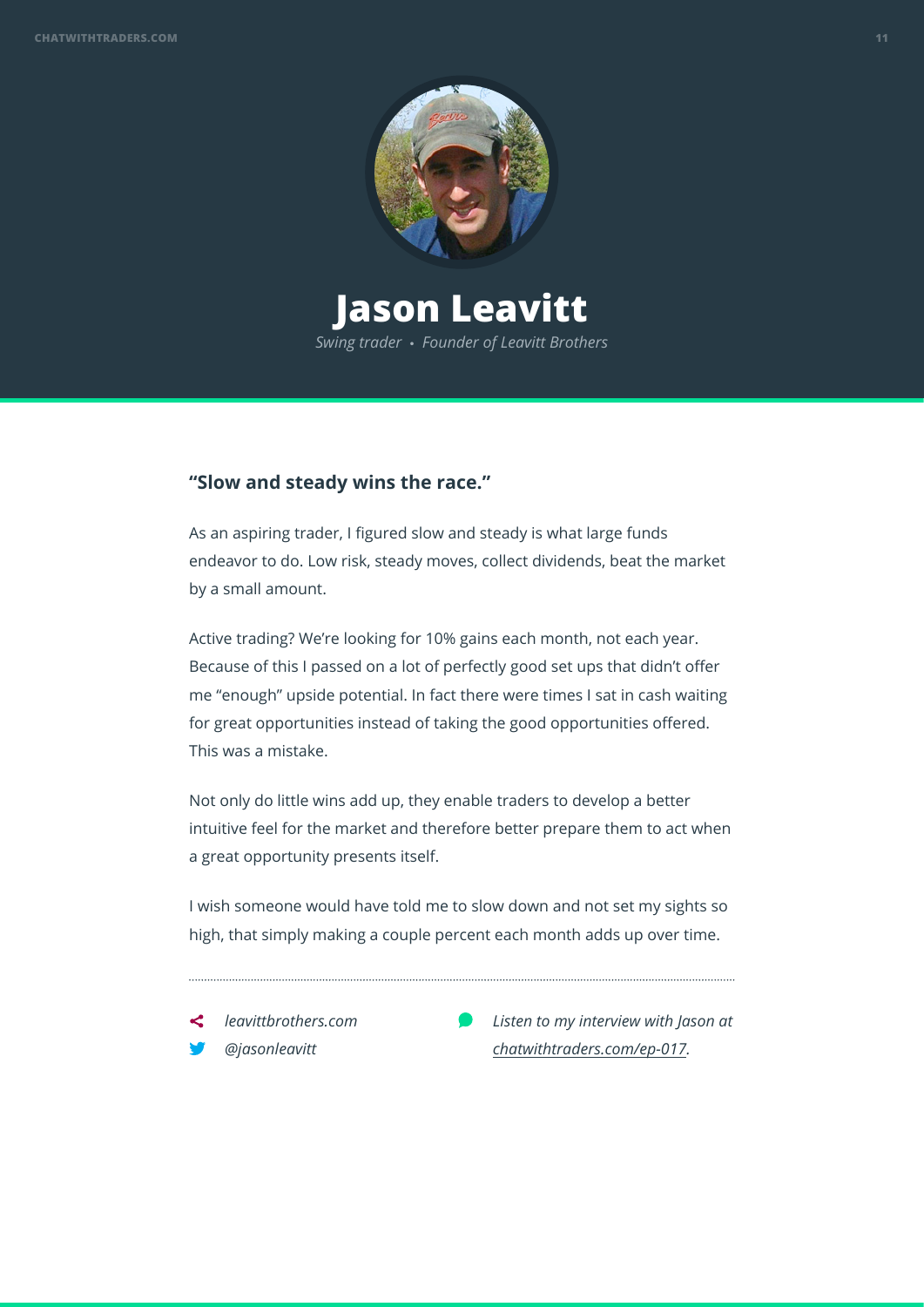# Jason Leavitt

*Swing trader • Founder of Leavitt Brothers*

**"Slow and steady wins the race."**

As an aspiring trader, I figured slow and steady is what large funds endeavor to do. Low risk, steady moves, collect dividends, beat the market by a small amount.

Active trading? We're looking for 10% gains each month, not each year. Because of this I passed on a lot of perfectly good set ups that didn't offer me "enough" upside potential. In fact there were times I sat in cash waiting for great opportunities instead of taking the good opportunities offered. This was a mistake.

Not only do little wins add up, they enable traders to develop a better intuitive feel for the market and therefore better prepare them to act when a great opportunity presents itself.

I wish someone would have told me to slow down and not set my sights so high, that simply making a couple percent each month adds up over time.

---

*leavittbrothers.com*

*@jasonleavitt*

*Listen to my interview with Jason at chatwithtraders.com/ep-017.*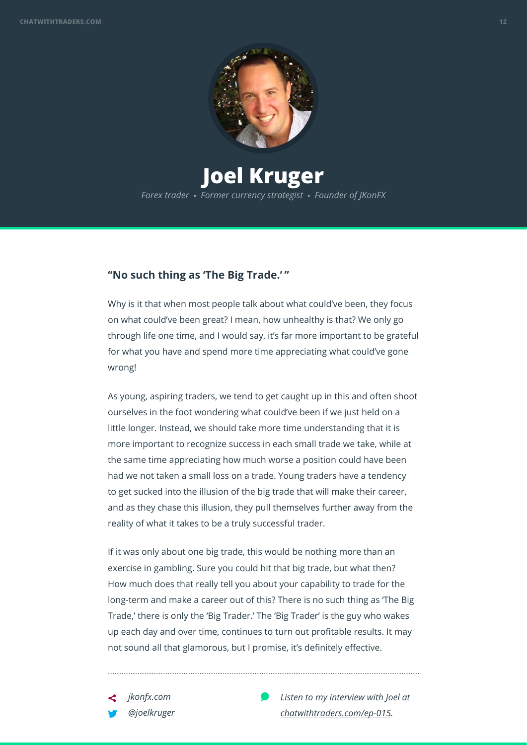# Joel Kruger

*Forex trader • Former currency strategist • Founder of JKonFX*

## "No such thing as 'The Big Trade.'"

Why is it that when most people talk about what could've been, they focus on what could've been great? I mean, how unhealthy is that? We only go through life one time, and I would say, it's far more important to be grateful for what you have and spend more time appreciating what could've gone wrong!

As young, aspiring traders, we tend to get caught up in this and often shoot ourselves in the foot wondering what could've been if we just held on a little longer. Instead, we should take more time understanding that it is more important to recognize success in each small trade we take, while at the same time appreciating how much worse a position could have been had we not taken a small loss on a trade. Young traders have a tendency to get sucked into the illusion of the big trade that will make their career, and as they chase this illusion, they pull themselves further away from the reality of what it takes to be a truly successful trader.

If it was only about one big trade, this would be nothing more than an exercise in gambling. Sure you could hit that big trade, but what then? How much does that really tell you about your capability to trade for the long-term and make a career out of this? There is no such thing as 'The Big Trade,' there is only the 'Big Trader.' The 'Big Trader' is the guy who wakes up each day and over time, continues to turn out profitable results. It may not sound all that glamorous, but I promise, it's definitely effective.

---

*jkonfx.com*

*@joelkruger*

*Listen to my interview with Joel at chatwithtraders.com/ep-015.*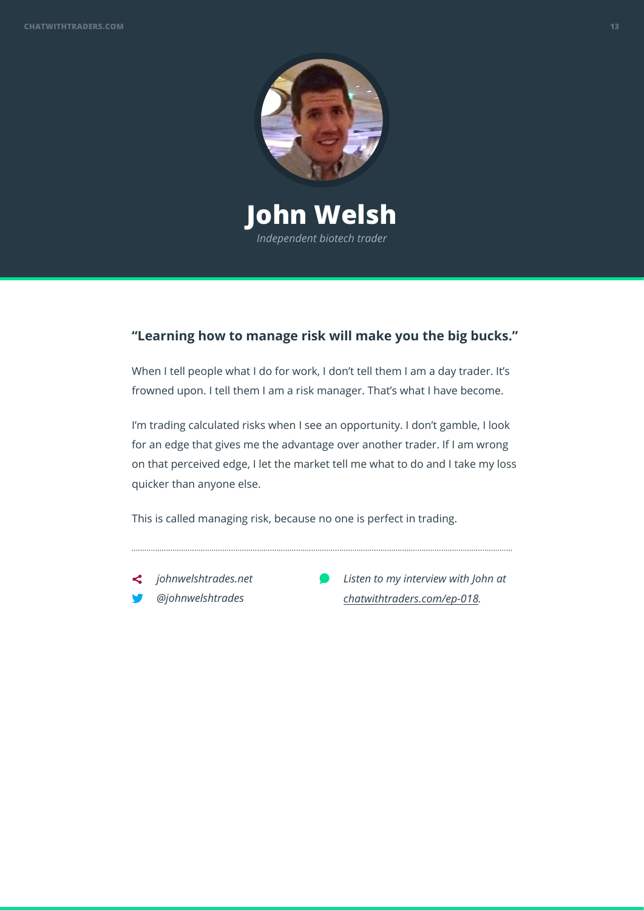# John Welsh

*Independent biotech trader*

**"Learning how to manage risk will make you the big bucks."**

When I tell people what I do for work, I don't tell them I am a day trader. It's frowned upon. I tell them I am a risk manager. That's what I have become.

I'm trading calculated risks when I see an opportunity. I don't gamble, I look for an edge that gives me the advantage over another trader. If I am wrong on that perceived edge, I let the market tell me what to do and I take my loss quicker than anyone else.

This is called managing risk, because no one is perfect in trading.

---

- *johnwelshtrades.net*
- *@johnwelshtrades*

*Listen to my interview with John at chatwithtraders.com/ep-018.*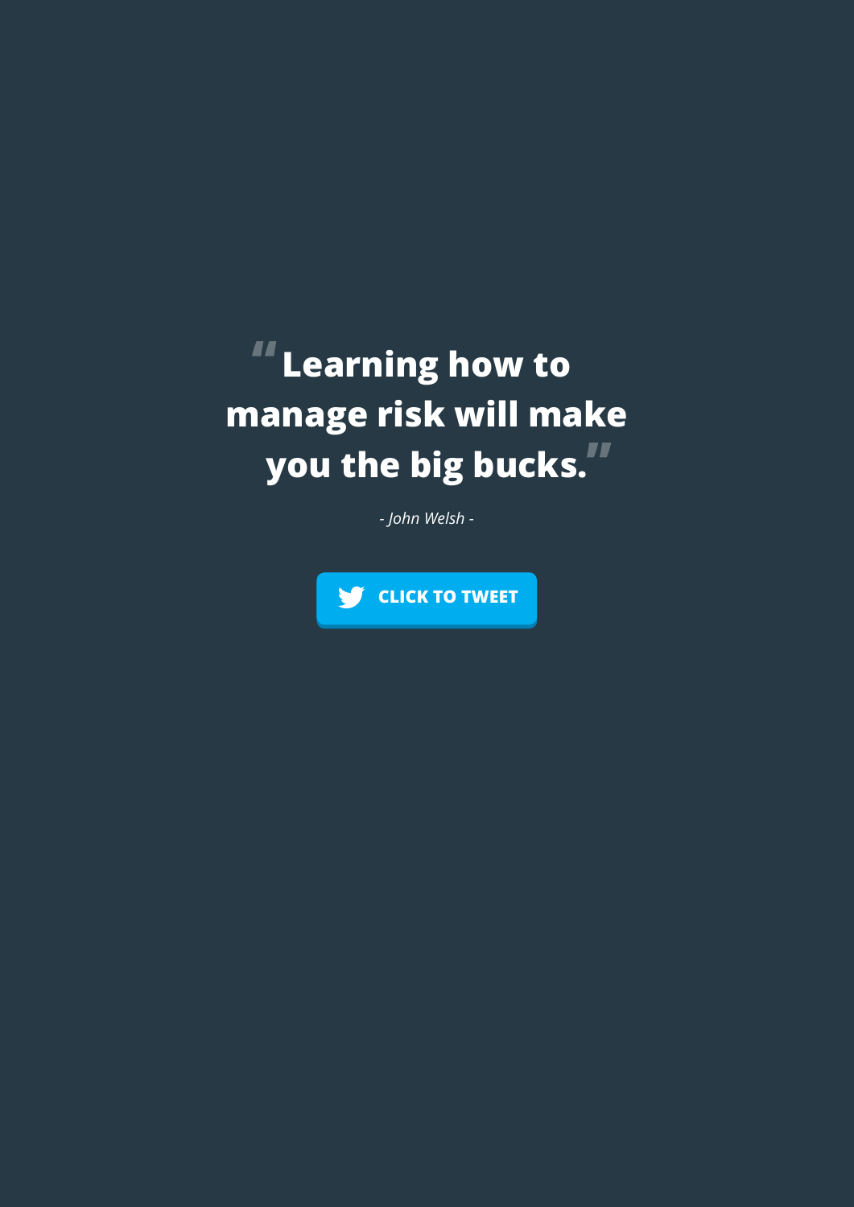**"Learning how to manage risk will make you the big bucks."**

*- John Welsh -*

CLICK TO TWEET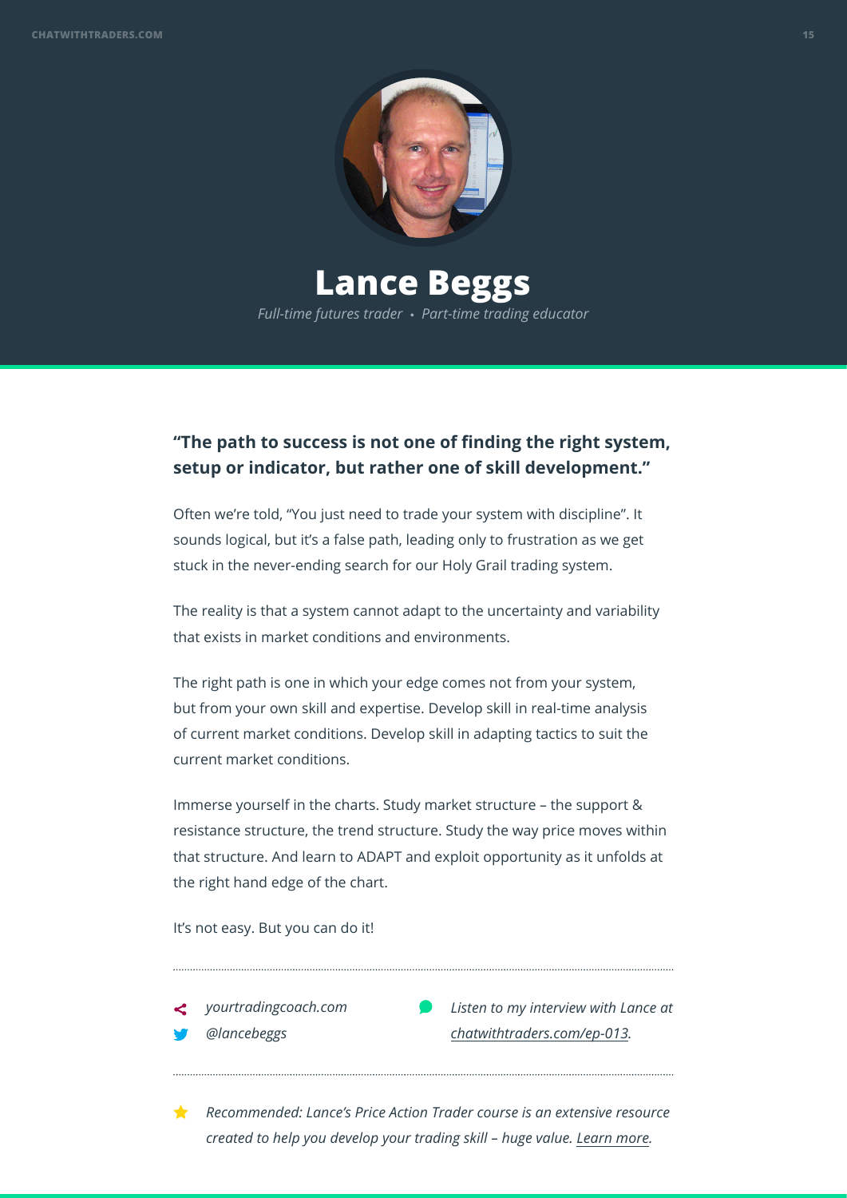# Lance Beggs

*Full-time futures trader • Part-time trading educator*

**"The path to success is not one of finding the right system, setup or indicator, but rather one of skill development."**

Often we're told, "You just need to trade your system with discipline". It sounds logical, but it's a false path, leading only to frustration as we get stuck in the never-ending search for our Holy Grail trading system.

The reality is that a system cannot adapt to the uncertainty and variability that exists in market conditions and environments.

The right path is one in which your edge comes not from your system, but from your own skill and expertise. Develop skill in real-time analysis of current market conditions. Develop skill in adapting tactics to suit the current market conditions.

Immerse yourself in the charts. Study market structure – the support & resistance structure, the trend structure. Study the way price moves within that structure. And learn to ADAPT and exploit opportunity as it unfolds at the right hand edge of the chart.

It's not easy. But you can do it!

---

*yourtradingcoach.com*
*@lancebeggs*

*Listen to my interview with Lance at chatwithtraders.com/ep-013.*

---

*Recommended: Lance's Price Action Trader course is an extensive resource created to help you develop your trading skill – huge value. Learn more.*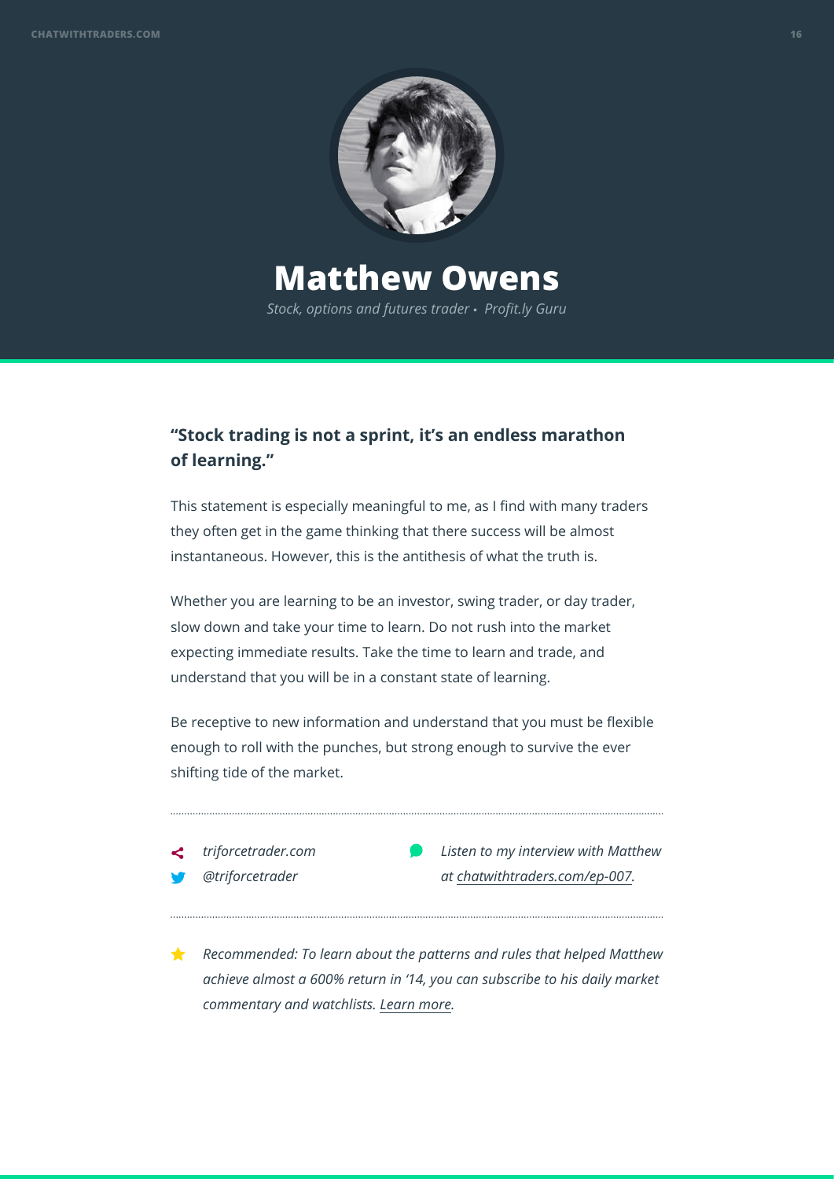# Matthew Owens

*Stock, options and futures trader • Profit.ly Guru*

**"Stock trading is not a sprint, it's an endless marathon of learning."**

This statement is especially meaningful to me, as I find with many traders they often get in the game thinking that there success will be almost instantaneous. However, this is the antithesis of what the truth is.

Whether you are learning to be an investor, swing trader, or day trader, slow down and take your time to learn. Do not rush into the market expecting immediate results. Take the time to learn and trade, and understand that you will be in a constant state of learning.

Be receptive to new information and understand that you must be flexible enough to roll with the punches, but strong enough to survive the ever shifting tide of the market.

---

*triforcetrader.com*

*@triforcetrader*

*Listen to my interview with Matthew at chatwithtraders.com/ep-007.*

---

*Recommended: To learn about the patterns and rules that helped Matthew achieve almost a 600% return in '14, you can subscribe to his daily market commentary and watchlists. Learn more.*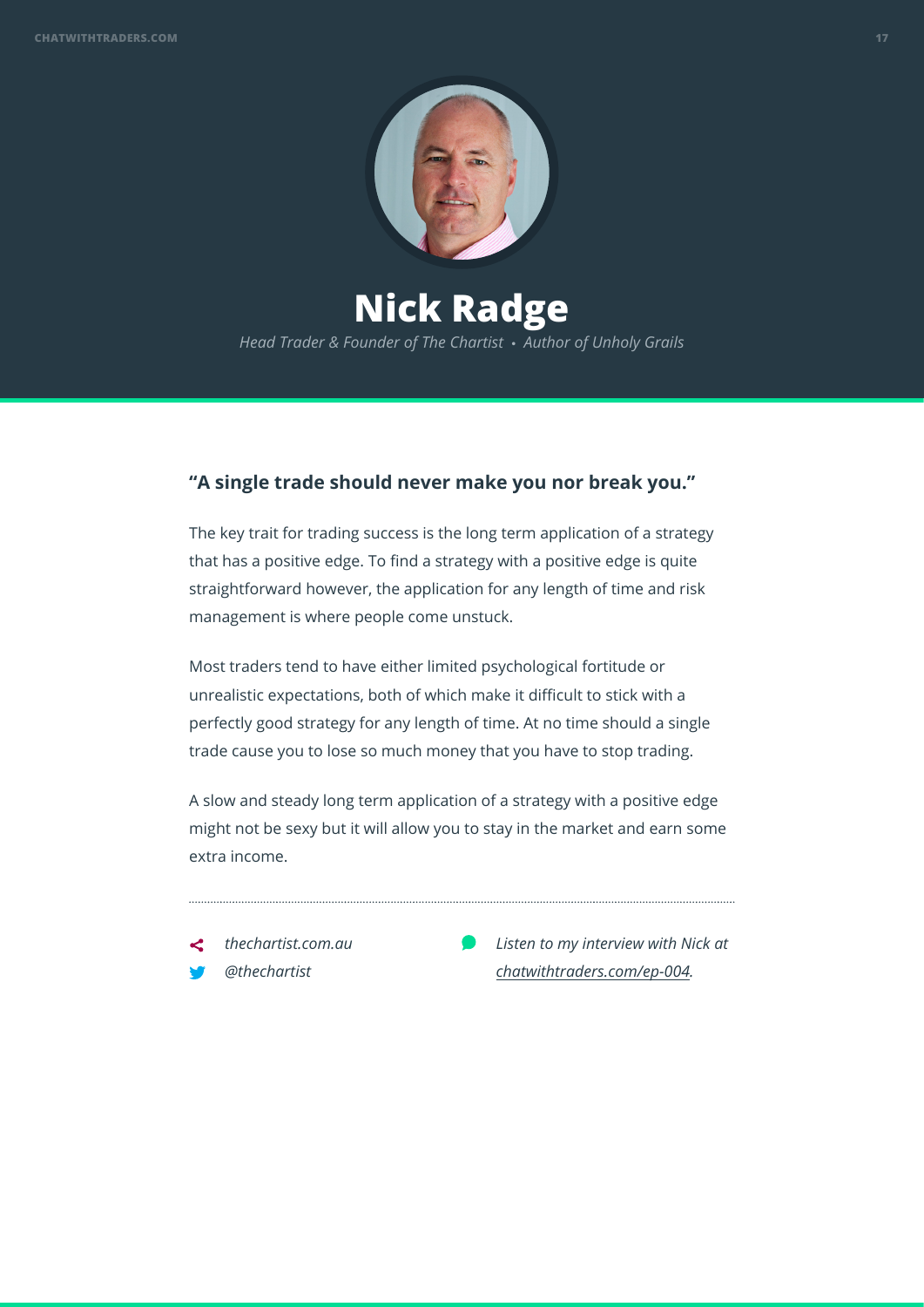# Nick Radge

*Head Trader & Founder of The Chartist • Author of Unholy Grails*

**"A single trade should never make you nor break you."**

The key trait for trading success is the long term application of a strategy that has a positive edge. To find a strategy with a positive edge is quite straightforward however, the application for any length of time and risk management is where people come unstuck.

Most traders tend to have either limited psychological fortitude or unrealistic expectations, both of which make it difficult to stick with a perfectly good strategy for any length of time. At no time should a single trade cause you to lose so much money that you have to stop trading.

A slow and steady long term application of a strategy with a positive edge might not be sexy but it will allow you to stay in the market and earn some extra income.

---

*thechartist.com.au*

*@thechartist*

*Listen to my interview with Nick at chatwithtraders.com/ep-004.*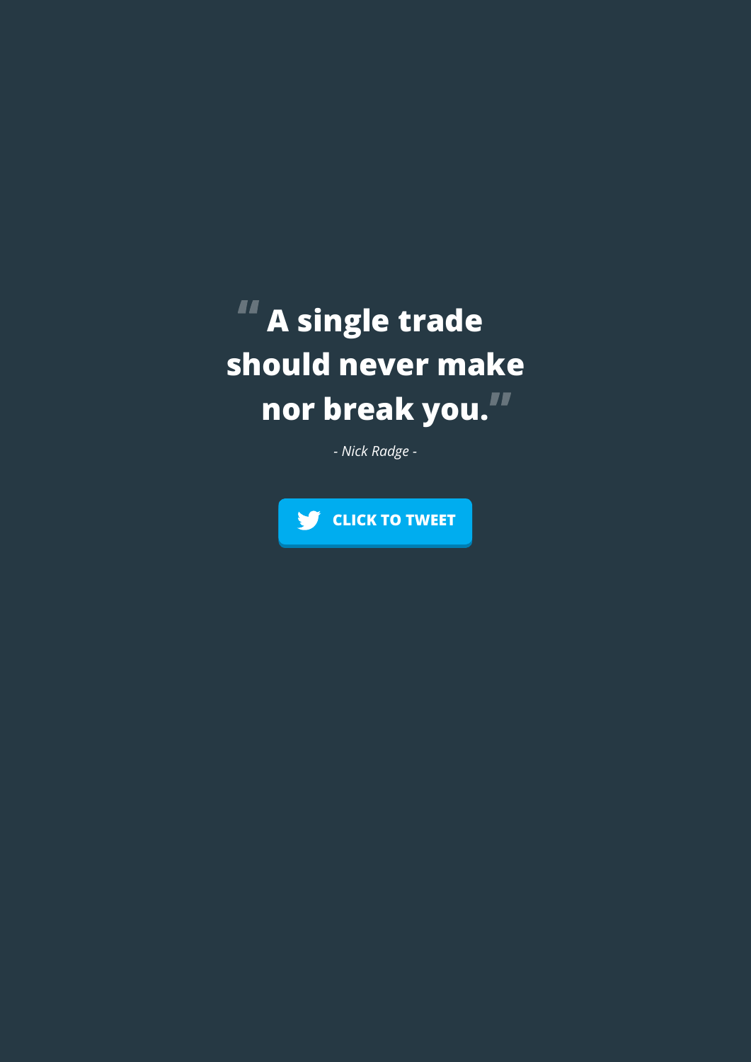**"A single trade should never make nor break you."**

*- Nick Radge -*

CLICK TO TWEET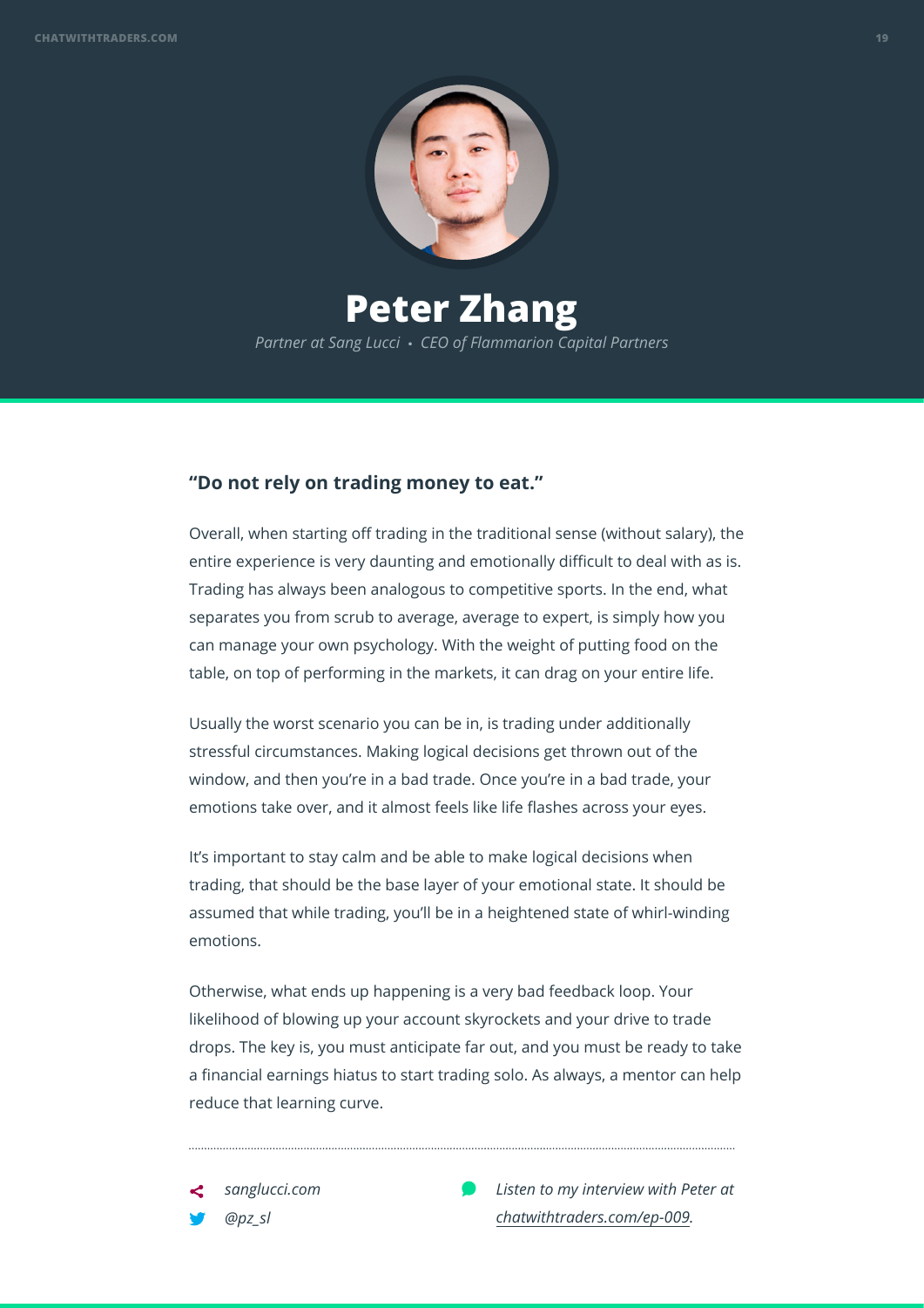# Peter Zhang

*Partner at Sang Lucci • CEO of Flammarion Capital Partners*

**"Do not rely on trading money to eat."**

Overall, when starting off trading in the traditional sense (without salary), the entire experience is very daunting and emotionally difficult to deal with as is. Trading has always been analogous to competitive sports. In the end, what separates you from scrub to average, average to expert, is simply how you can manage your own psychology. With the weight of putting food on the table, on top of performing in the markets, it can drag on your entire life.

Usually the worst scenario you can be in, is trading under additionally stressful circumstances. Making logical decisions get thrown out of the window, and then you're in a bad trade. Once you're in a bad trade, your emotions take over, and it almost feels like life flashes across your eyes.

It's important to stay calm and be able to make logical decisions when trading, that should be the base layer of your emotional state. It should be assumed that while trading, you'll be in a heightened state of whirl-winding emotions.

Otherwise, what ends up happening is a very bad feedback loop. Your likelihood of blowing up your account skyrockets and your drive to trade drops. The key is, you must anticipate far out, and you must be ready to take a financial earnings hiatus to start trading solo. As always, a mentor can help reduce that learning curve.

---

*sanglucci.com*

*@pz_sl*

*Listen to my interview with Peter at chatwithtraders.com/ep-009.*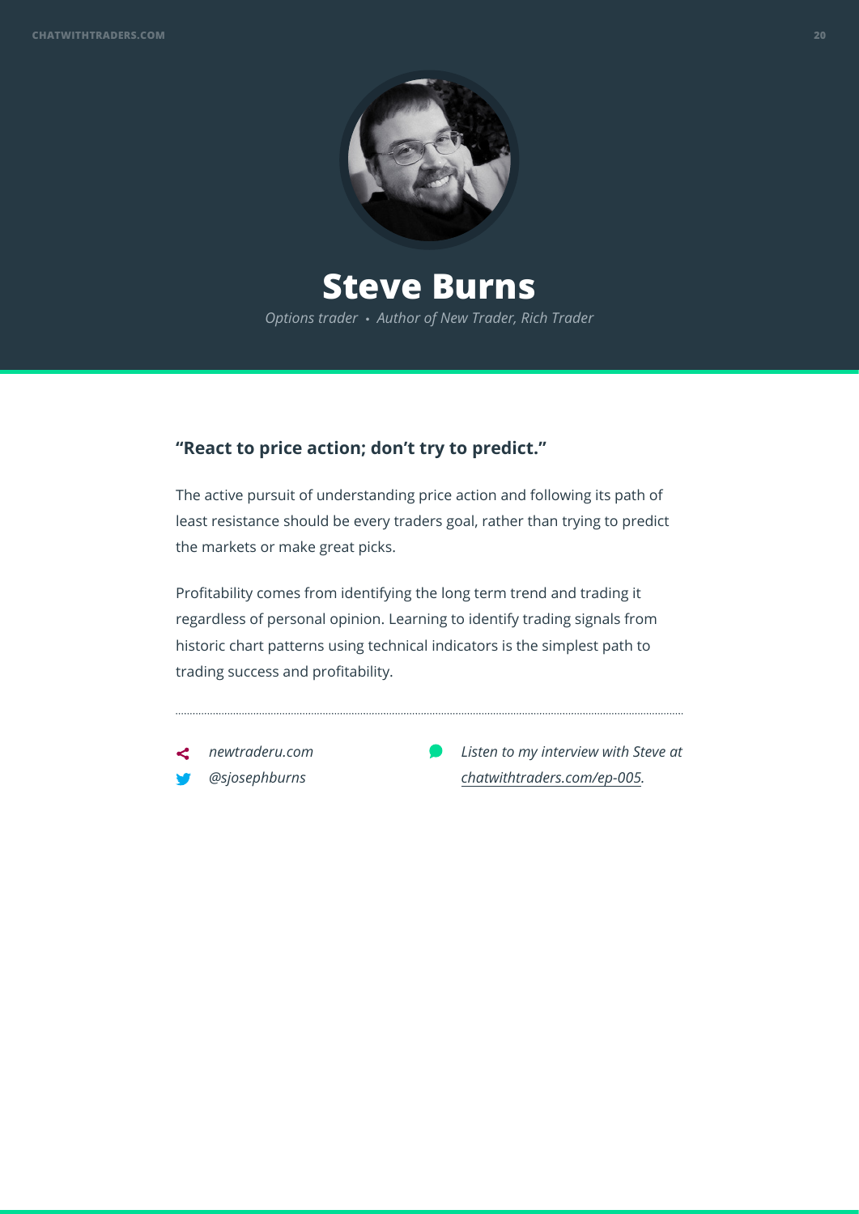# Steve Burns

*Options trader • Author of New Trader, Rich Trader*

**"React to price action; don't try to predict."**

The active pursuit of understanding price action and following its path of least resistance should be every traders goal, rather than trying to predict the markets or make great picks.

Profitability comes from identifying the long term trend and trading it regardless of personal opinion. Learning to identify trading signals from historic chart patterns using technical indicators is the simplest path to trading success and profitability.

---

*newtraderu.com*
*@sjosephburns*

*Listen to my interview with Steve at chatwithtraders.com/ep-005.*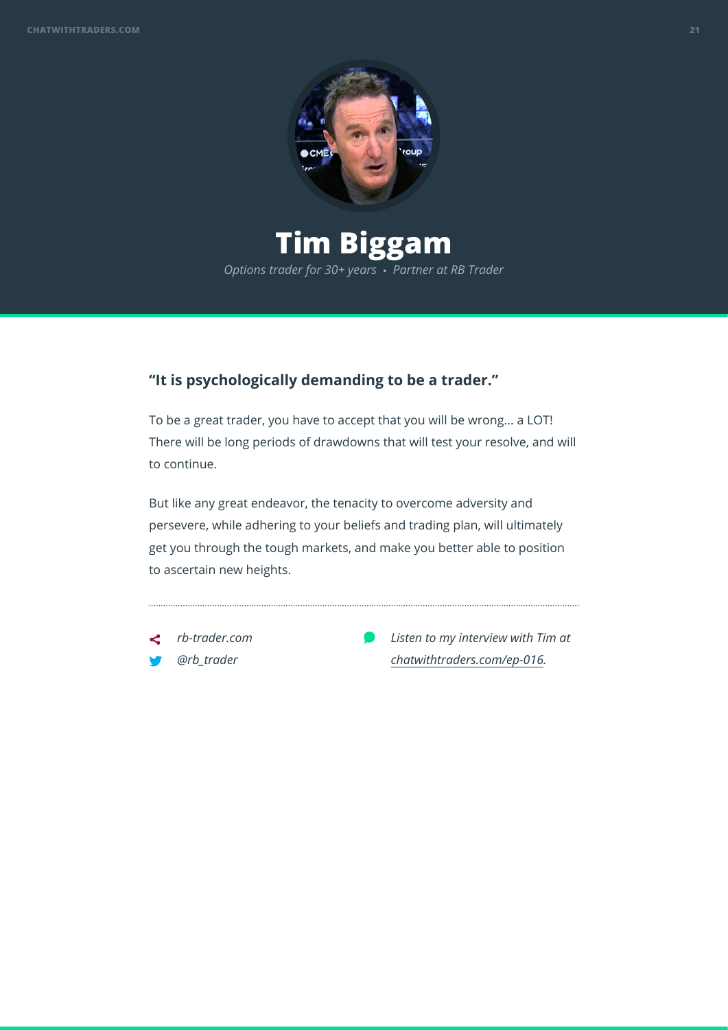# Tim Biggam

*Options trader for 30+ years • Partner at RB Trader*

**"It is psychologically demanding to be a trader."**

To be a great trader, you have to accept that you will be wrong... a LOT! There will be long periods of drawdowns that will test your resolve, and will to continue.

But like any great endeavor, the tenacity to overcome adversity and persevere, while adhering to your beliefs and trading plan, will ultimately get you through the tough markets, and make you better able to position to ascertain new heights.

- *rb-trader.com*
- *@rb_trader*

*Listen to my interview with Tim at chatwithtraders.com/ep-016.*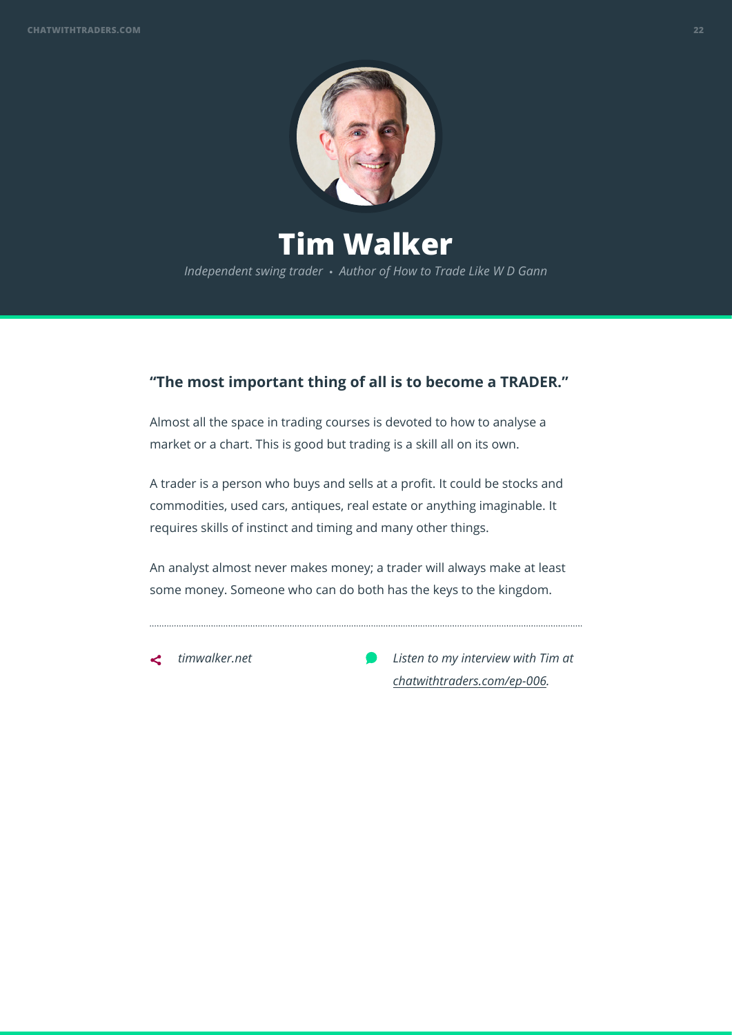# Tim Walker

*Independent swing trader • Author of How to Trade Like W D Gann*

**"The most important thing of all is to become a TRADER."**

Almost all the space in trading courses is devoted to how to analyse a market or a chart. This is good but trading is a skill all on its own.

A trader is a person who buys and sells at a profit. It could be stocks and commodities, used cars, antiques, real estate or anything imaginable. It requires skills of instinct and timing and many other things.

An analyst almost never makes money; a trader will always make at least some money. Someone who can do both has the keys to the kingdom.

---

*timwalker.net*

*Listen to my interview with Tim at chatwithtraders.com/ep-006.*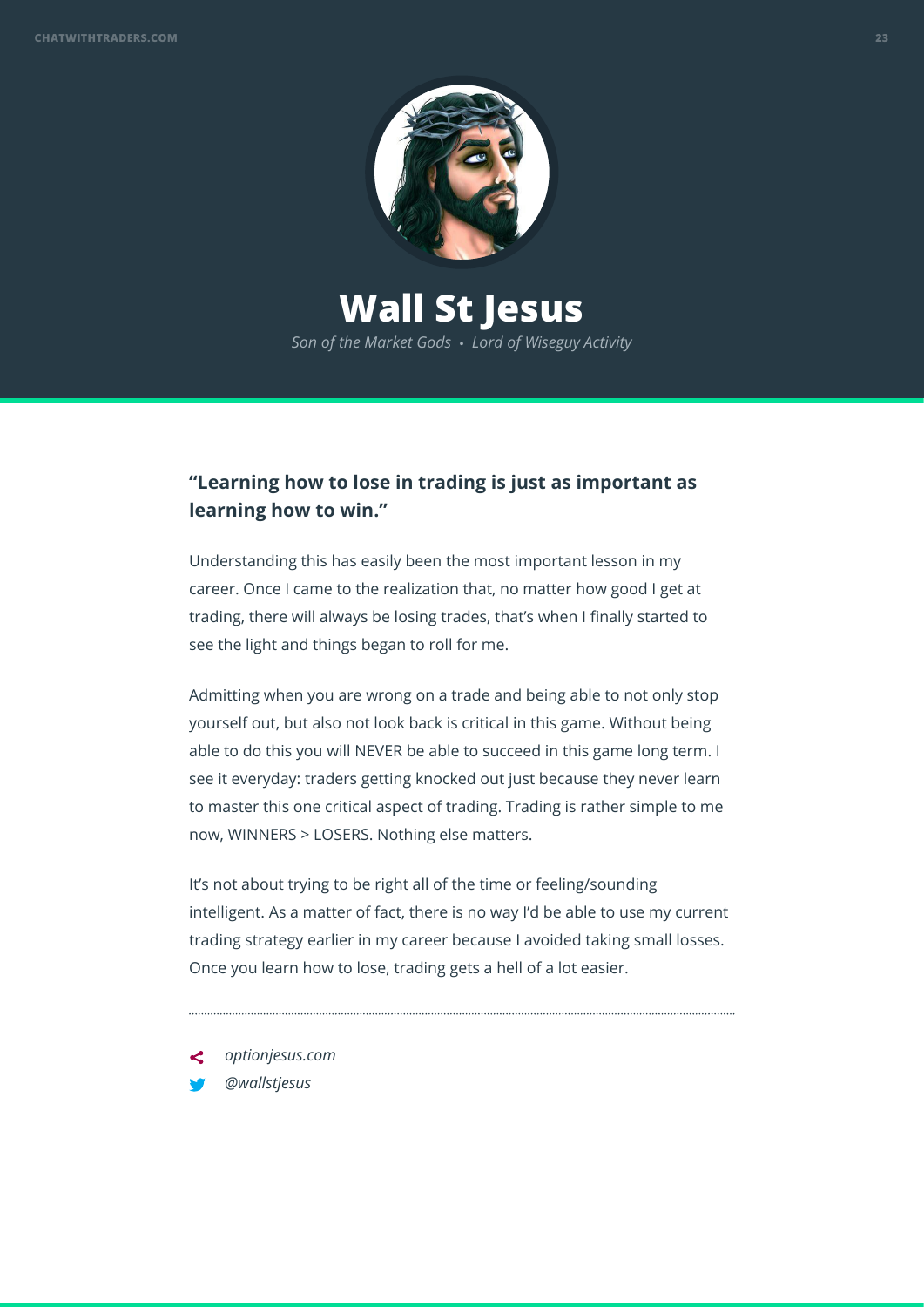# Wall St Jesus

*Son of the Market Gods • Lord of Wiseguy Activity*

**"Learning how to lose in trading is just as important as learning how to win."**

Understanding this has easily been the most important lesson in my career. Once I came to the realization that, no matter how good I get at trading, there will always be losing trades, that's when I finally started to see the light and things began to roll for me.

Admitting when you are wrong on a trade and being able to not only stop yourself out, but also not look back is critical in this game. Without being able to do this you will NEVER be able to succeed in this game long term. I see it everyday: traders getting knocked out just because they never learn to master this one critical aspect of trading. Trading is rather simple to me now, WINNERS > LOSERS. Nothing else matters.

It's not about trying to be right all of the time or feeling/sounding intelligent. As a matter of fact, there is no way I'd be able to use my current trading strategy earlier in my career because I avoided taking small losses. Once you learn how to lose, trading gets a hell of a lot easier.

---

*optionjesus.com*

*@wallstjesus*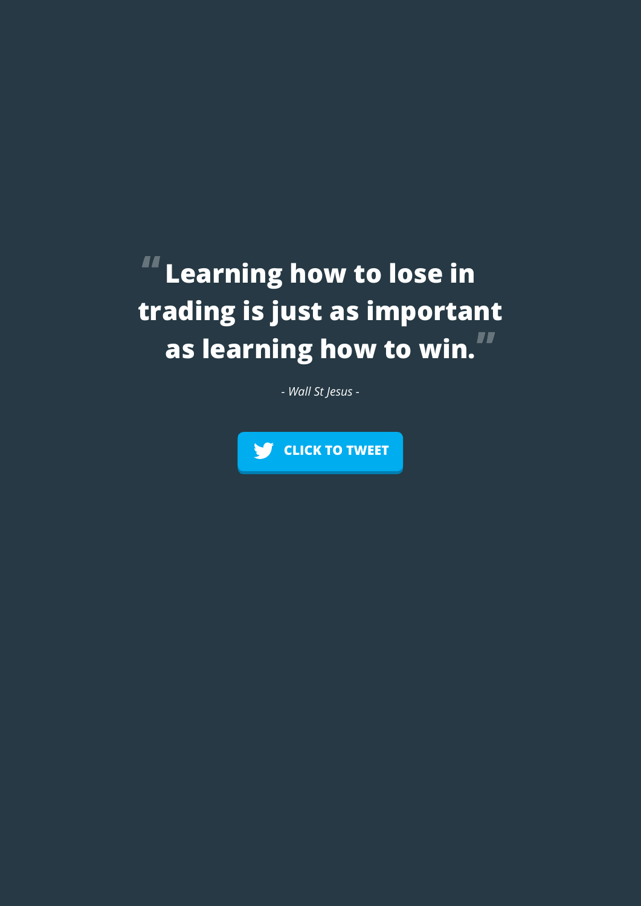**"Learning how to lose in trading is just as important as learning how to win."**

*- Wall St Jesus -*

CLICK TO TWEET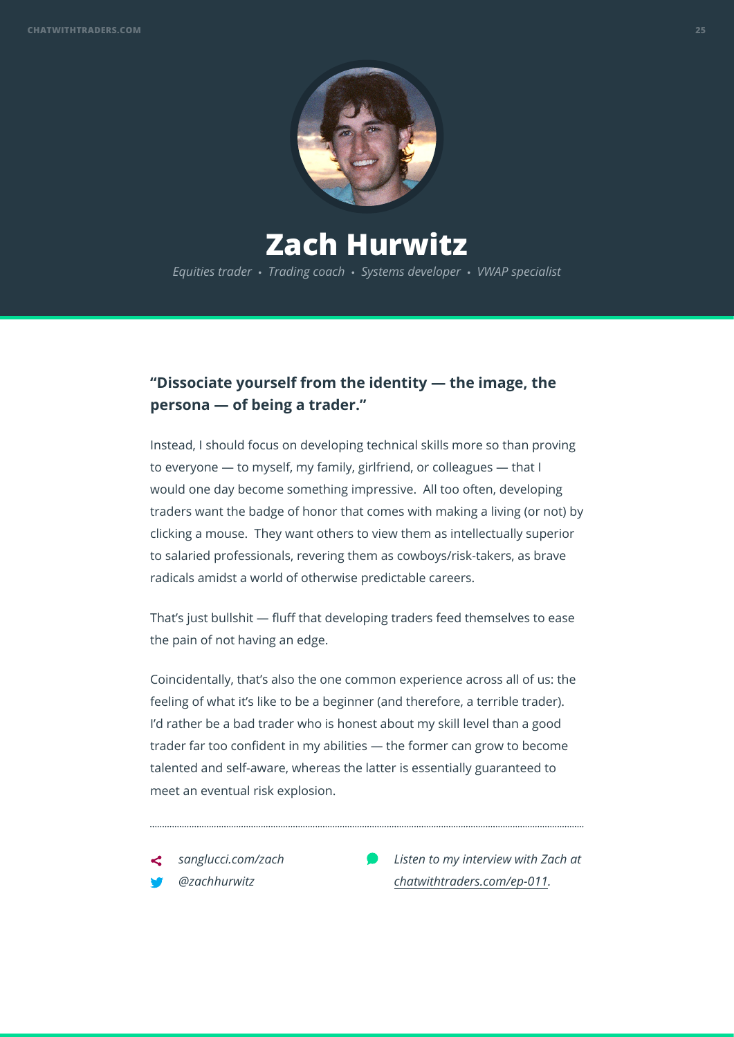# Zach Hurwitz

*Equities trader • Trading coach • Systems developer • VWAP specialist*

**"Dissociate yourself from the identity — the image, the persona — of being a trader."**

Instead, I should focus on developing technical skills more so than proving to everyone — to myself, my family, girlfriend, or colleagues — that I would one day become something impressive. All too often, developing traders want the badge of honor that comes with making a living (or not) by clicking a mouse. They want others to view them as intellectually superior to salaried professionals, revering them as cowboys/risk-takers, as brave radicals amidst a world of otherwise predictable careers.

That's just bullshit — fluff that developing traders feed themselves to ease the pain of not having an edge.

Coincidentally, that's also the one common experience across all of us: the feeling of what it's like to be a beginner (and therefore, a terrible trader). I'd rather be a bad trader who is honest about my skill level than a good trader far too confident in my abilities — the former can grow to become talented and self-aware, whereas the latter is essentially guaranteed to meet an eventual risk explosion.

---

*sanglucci.com/zach*

*@zachhurwitz*

*Listen to my interview with Zach at chatwithtraders.com/ep-011.*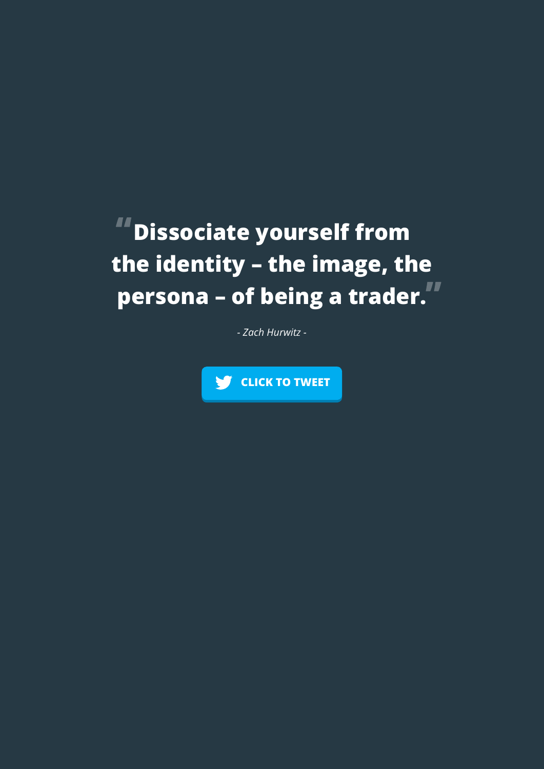> **"Dissociate yourself from the identity – the image, the persona – of being a trader."**
>
> *- Zach Hurwitz -*

CLICK TO TWEET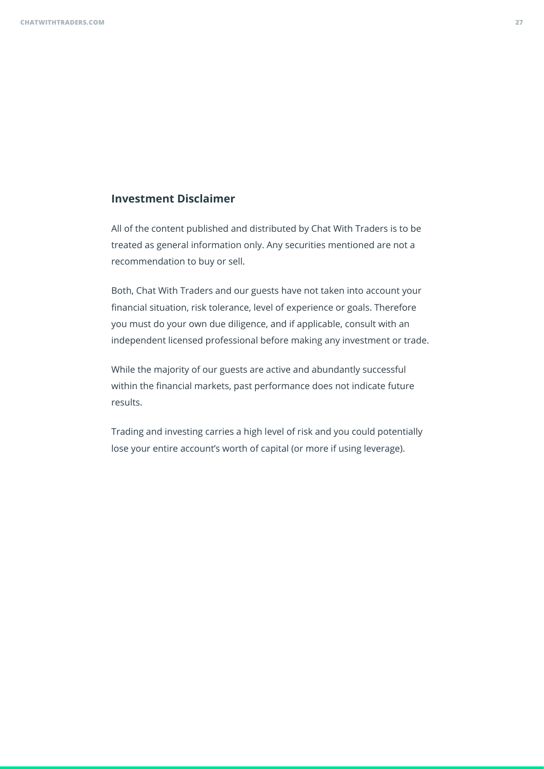## Investment Disclaimer

All of the content published and distributed by Chat With Traders is to be treated as general information only. Any securities mentioned are not a recommendation to buy or sell.

Both, Chat With Traders and our guests have not taken into account your financial situation, risk tolerance, level of experience or goals. Therefore you must do your own due diligence, and if applicable, consult with an independent licensed professional before making any investment or trade.

While the majority of our guests are active and abundantly successful within the financial markets, past performance does not indicate future results.

Trading and investing carries a high level of risk and you could potentially lose your entire account's worth of capital (or more if using leverage).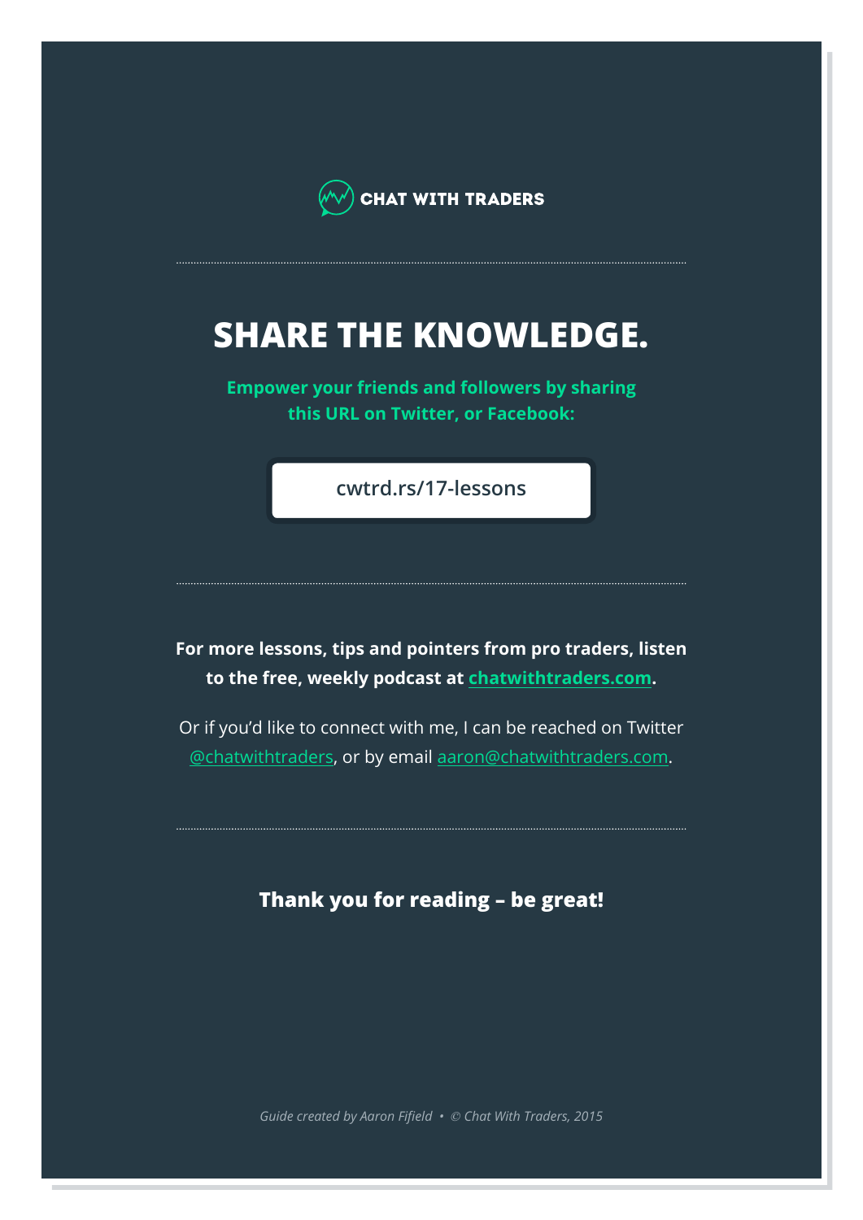**CHAT WITH TRADERS**

---

# SHARE THE KNOWLEDGE.

**Empower your friends and followers by sharing this URL on Twitter, or Facebook:**

cwtrd.rs/17-lessons

---

**For more lessons, tips and pointers from pro traders, listen to the free, weekly podcast at chatwithtraders.com.**

Or if you'd like to connect with me, I can be reached on Twitter @chatwithtraders, or by email aaron@chatwithtraders.com.

---

**Thank you for reading – be great!**

*Guide created by Aaron Fifield • © Chat With Traders, 2015*